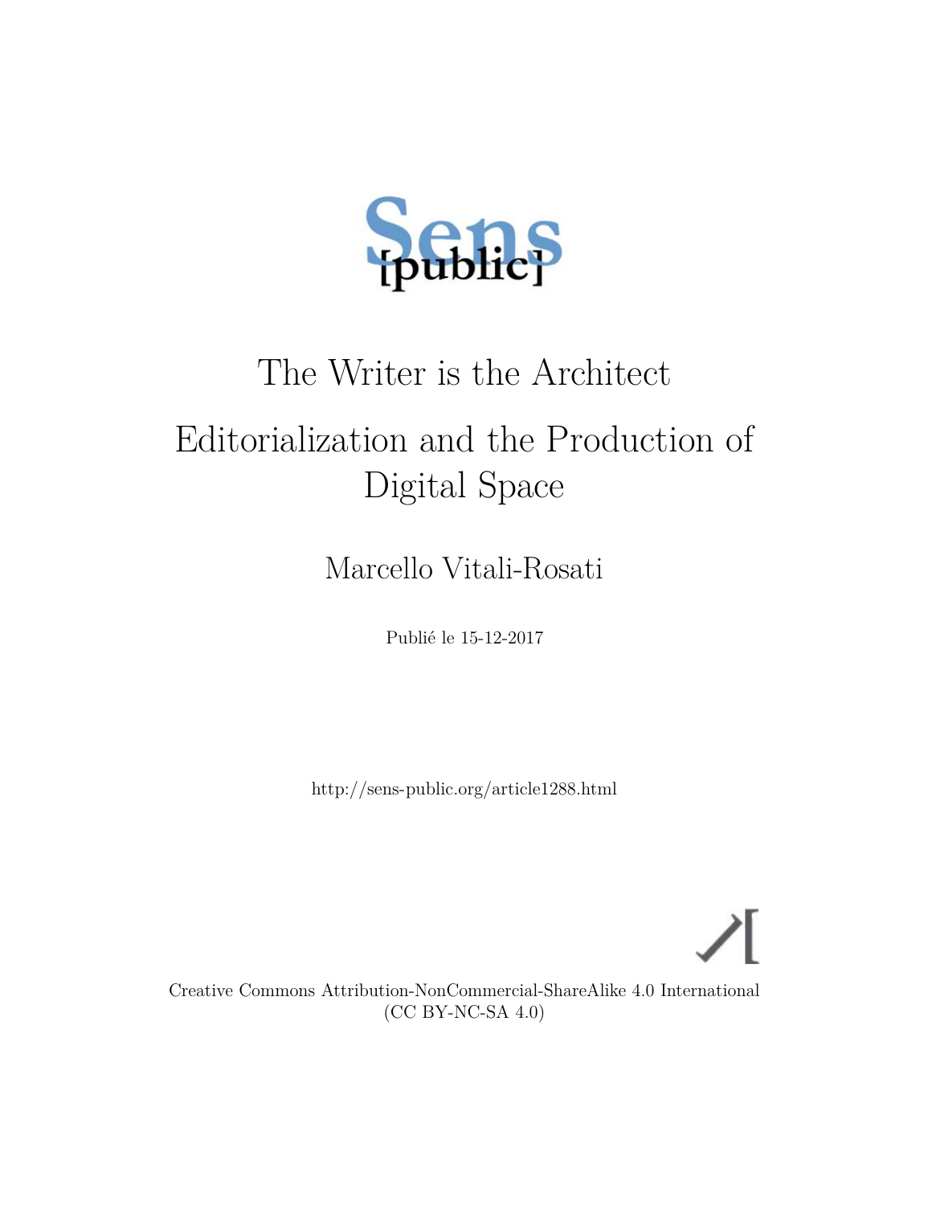# The Writer is the Architect

## Editorialization and the Production of Digital Space

Marcello Vitali-Rosati

Publié le 15-12-2017

http://sens-public.org/article1288.html

Creative Commons Attribution-NonCommercial-ShareAlike 4.0 International (CC BY-NC-SA 4.0)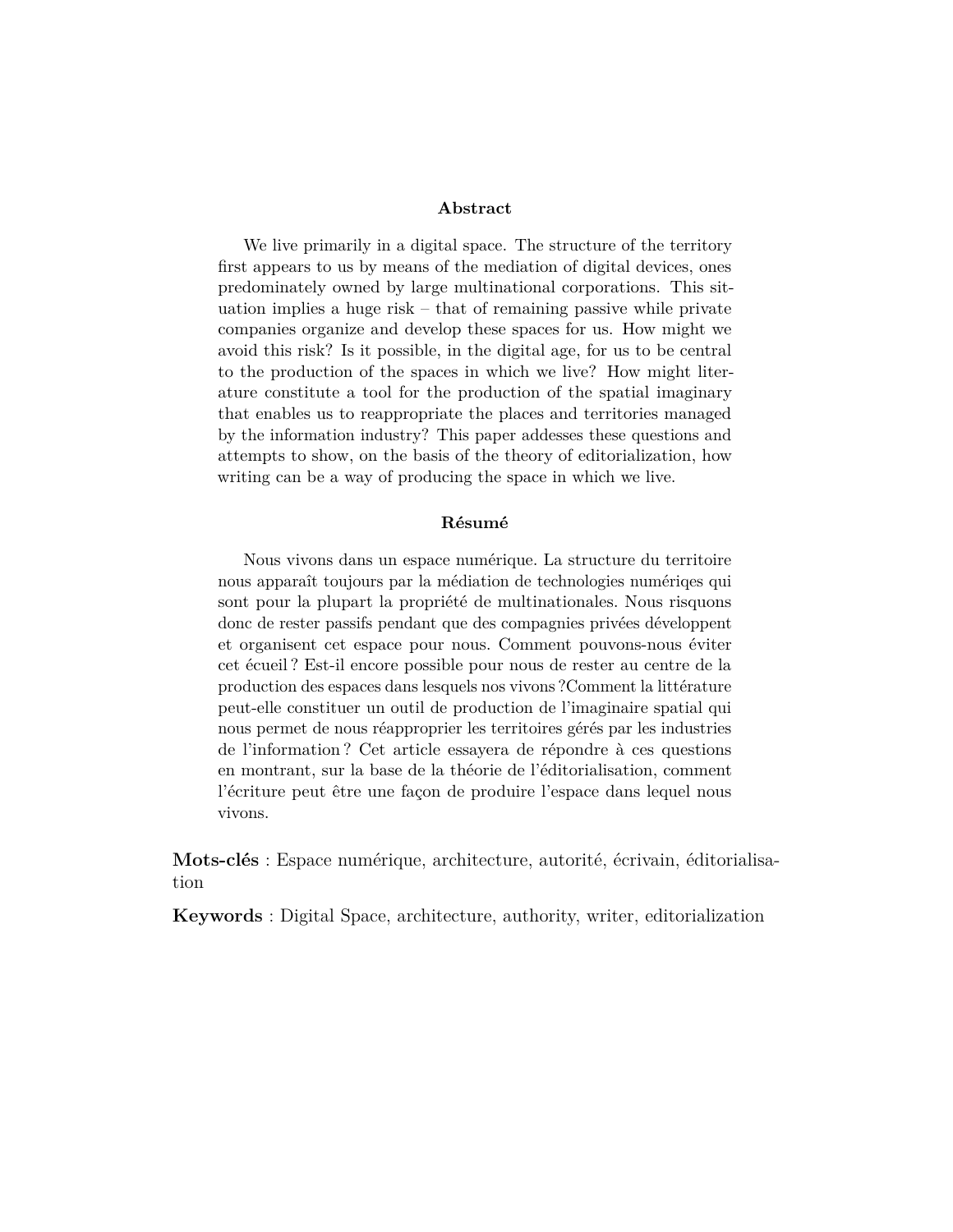### Abstract

We live primarily in a digital space. The structure of the territory first appears to us by means of the mediation of digital devices, ones predominately owned by large multinational corporations. This situation implies a huge risk – that of remaining passive while private companies organize and develop these spaces for us. How might we avoid this risk? Is it possible, in the digital age, for us to be central to the production of the spaces in which we live? How might literature constitute a tool for the production of the spatial imaginary that enables us to reappropriate the places and territories managed by the information industry? This paper addesses these questions and attempts to show, on the basis of the theory of editorialization, how writing can be a way of producing the space in which we live.

### Résumé

Nous vivons dans un espace numérique. La structure du territoire nous apparaît toujours par la médiation de technologies numériqes qui sont pour la plupart la propriété de multinationales. Nous risquons donc de rester passifs pendant que des compagnies privées développent et organisent cet espace pour nous. Comment pouvons-nous éviter cet écueil ? Est-il encore possible pour nous de rester au centre de la production des espaces dans lesquels nos vivons ?Comment la littérature peut-elle constituer un outil de production de l'imaginaire spatial qui nous permet de nous réapproprier les territoires gérés par les industries de l'information ? Cet article essayera de répondre à ces questions en montrant, sur la base de la théorie de l'éditorialisation, comment l'écriture peut être une façon de produire l'espace dans lequel nous vivons.

**Mots-clés** : Espace numérique, architecture, autorité, écrivain, éditorialisation

**Keywords** : Digital Space, architecture, authority, writer, editorialization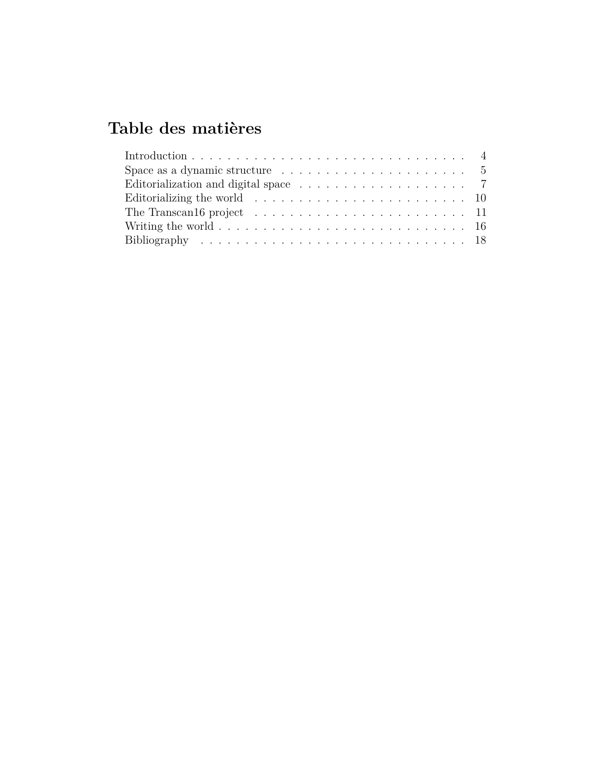# Table des matières

| | |
|---|---|
| Introduction | 4 |
| Space as a dynamic structure | 5 |
| Editorialization and digital space | 7 |
| Editorializing the world | 10 |
| The Transcan16 project | 11 |
| Writing the world | 16 |
| Bibliography | 18 |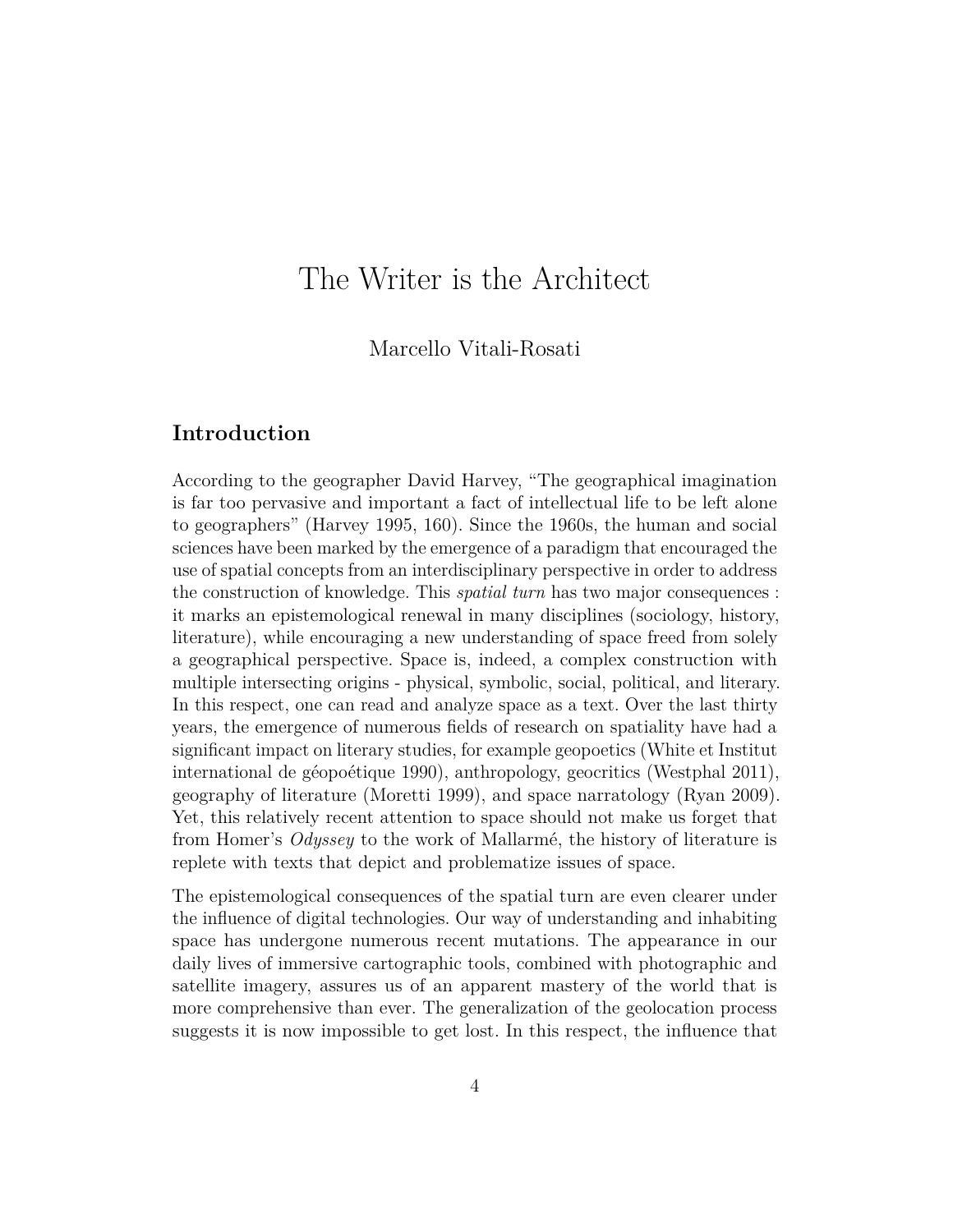# The Writer is the Architect

Marcello Vitali-Rosati

## Introduction

According to the geographer David Harvey, "The geographical imagination is far too pervasive and important a fact of intellectual life to be left alone to geographers" (Harvey 1995, 160). Since the 1960s, the human and social sciences have been marked by the emergence of a paradigm that encouraged the use of spatial concepts from an interdisciplinary perspective in order to address the construction of knowledge. This *spatial turn* has two major consequences : it marks an epistemological renewal in many disciplines (sociology, history, literature), while encouraging a new understanding of space freed from solely a geographical perspective. Space is, indeed, a complex construction with multiple intersecting origins - physical, symbolic, social, political, and literary. In this respect, one can read and analyze space as a text. Over the last thirty years, the emergence of numerous fields of research on spatiality have had a significant impact on literary studies, for example geopoetics (White et Institut international de géopoétique 1990), anthropology, geocritics (Westphal 2011), geography of literature (Moretti 1999), and space narratology (Ryan 2009). Yet, this relatively recent attention to space should not make us forget that from Homer's *Odyssey* to the work of Mallarmé, the history of literature is replete with texts that depict and problematize issues of space.

The epistemological consequences of the spatial turn are even clearer under the influence of digital technologies. Our way of understanding and inhabiting space has undergone numerous recent mutations. The appearance in our daily lives of immersive cartographic tools, combined with photographic and satellite imagery, assures us of an apparent mastery of the world that is more comprehensive than ever. The generalization of the geolocation process suggests it is now impossible to get lost. In this respect, the influence that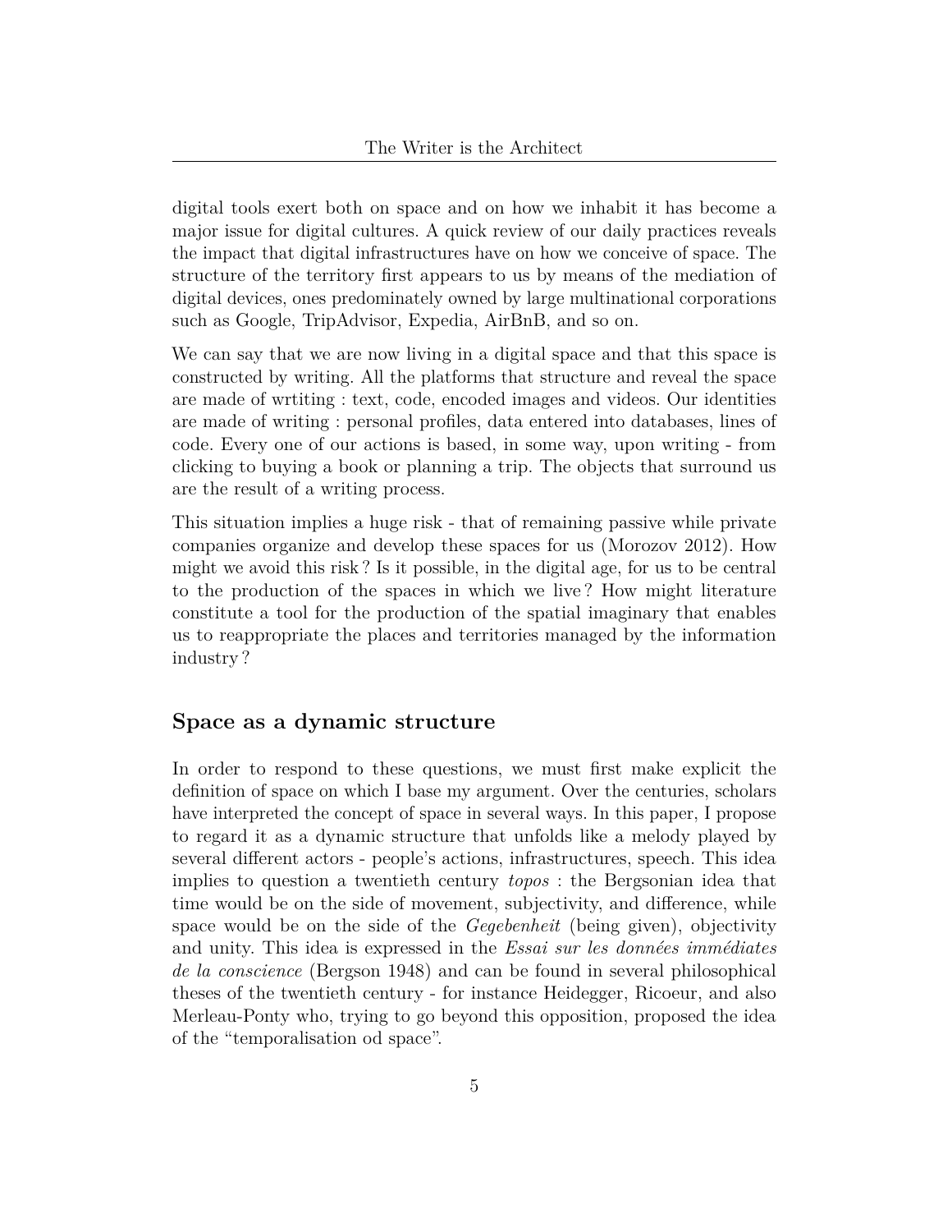digital tools exert both on space and on how we inhabit it has become a major issue for digital cultures. A quick review of our daily practices reveals the impact that digital infrastructures have on how we conceive of space. The structure of the territory first appears to us by means of the mediation of digital devices, ones predominately owned by large multinational corporations such as Google, TripAdvisor, Expedia, AirBnB, and so on.

We can say that we are now living in a digital space and that this space is constructed by writing. All the platforms that structure and reveal the space are made of wrtiting : text, code, encoded images and videos. Our identities are made of writing : personal profiles, data entered into databases, lines of code. Every one of our actions is based, in some way, upon writing - from clicking to buying a book or planning a trip. The objects that surround us are the result of a writing process.

This situation implies a huge risk - that of remaining passive while private companies organize and develop these spaces for us (Morozov 2012). How might we avoid this risk ? Is it possible, in the digital age, for us to be central to the production of the spaces in which we live ? How might literature constitute a tool for the production of the spatial imaginary that enables us to reappropriate the places and territories managed by the information industry ?

## Space as a dynamic structure

In order to respond to these questions, we must first make explicit the definition of space on which I base my argument. Over the centuries, scholars have interpreted the concept of space in several ways. In this paper, I propose to regard it as a dynamic structure that unfolds like a melody played by several different actors - people's actions, infrastructures, speech. This idea implies to question a twentieth century *topos* : the Bergsonian idea that time would be on the side of movement, subjectivity, and difference, while space would be on the side of the *Gegebenheit* (being given), objectivity and unity. This idea is expressed in the *Essai sur les données immédiates de la conscience* (Bergson 1948) and can be found in several philosophical theses of the twentieth century - for instance Heidegger, Ricoeur, and also Merleau-Ponty who, trying to go beyond this opposition, proposed the idea of the "temporalisation od space".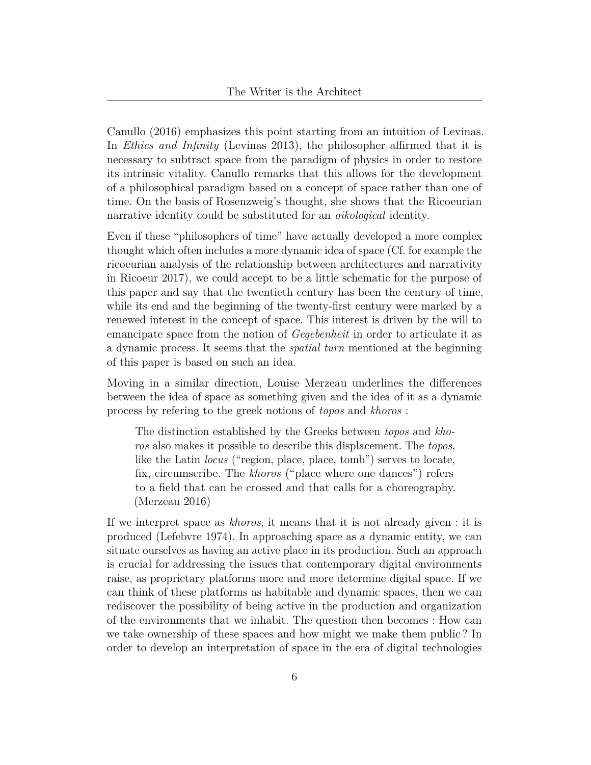Canullo (2016) emphasizes this point starting from an intuition of Levinas. In *Ethics and Infinity* (Levinas 2013), the philosopher affirmed that it is necessary to subtract space from the paradigm of physics in order to restore its intrinsic vitality. Canullo remarks that this allows for the development of a philosophical paradigm based on a concept of space rather than one of time. On the basis of Rosenzweig's thought, she shows that the Ricoeurian narrative identity could be substituted for an *oikological* identity.

Even if these "philosophers of time" have actually developed a more complex thought which often includes a more dynamic idea of space (Cf. for example the ricoeurian analysis of the relationship between architectures and narrativity in Ricoeur 2017), we could accept to be a little schematic for the purpose of this paper and say that the twentieth century has been the century of time, while its end and the beginning of the twenty-first century were marked by a renewed interest in the concept of space. This interest is driven by the will to emancipate space from the notion of *Gegebenheit* in order to articulate it as a dynamic process. It seems that the *spatial turn* mentioned at the beginning of this paper is based on such an idea.

Moving in a similar direction, Louise Merzeau underlines the differences between the idea of space as something given and the idea of it as a dynamic process by refering to the greek notions of *topos* and *khoros* :

> The distinction established by the Greeks between *topos* and *khoros* also makes it possible to describe this displacement. The *topos*, like the Latin *locus* ("region, place, place, tomb") serves to locate, fix, circumscribe. The *khoros* ("place where one dances") refers to a field that can be crossed and that calls for a choreography. (Merzeau 2016)

If we interpret space as *khoros*, it means that it is not already given : it is produced (Lefebvre 1974). In approaching space as a dynamic entity, we can situate ourselves as having an active place in its production. Such an approach is crucial for addressing the issues that contemporary digital environments raise, as proprietary platforms more and more determine digital space. If we can think of these platforms as habitable and dynamic spaces, then we can rediscover the possibility of being active in the production and organization of the environments that we inhabit. The question then becomes : How can we take ownership of these spaces and how might we make them public ? In order to develop an interpretation of space in the era of digital technologies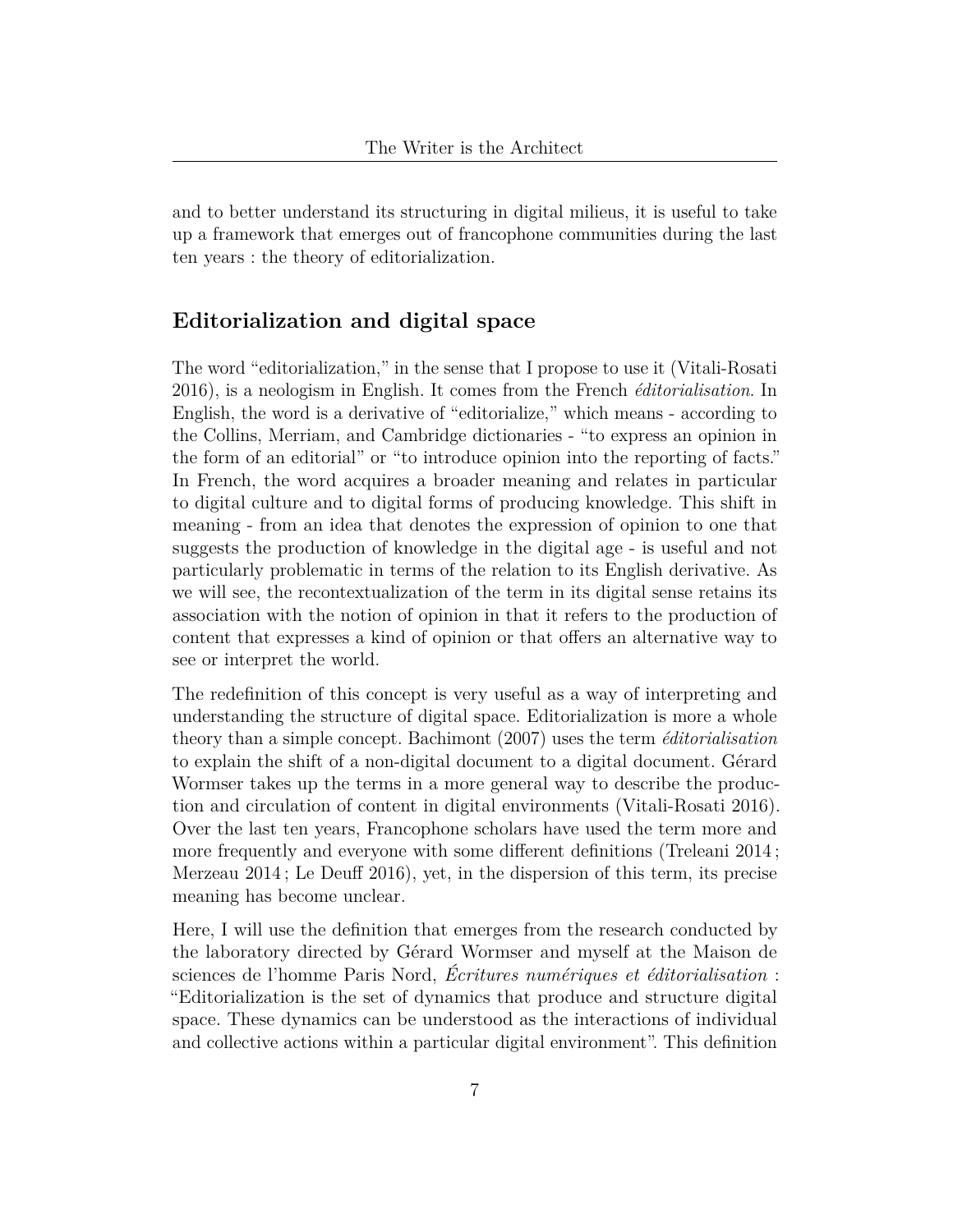and to better understand its structuring in digital milieus, it is useful to take up a framework that emerges out of francophone communities during the last ten years : the theory of editorialization.

## Editorialization and digital space

The word "editorialization," in the sense that I propose to use it (Vitali-Rosati 2016), is a neologism in English. It comes from the French *éditorialisation*. In English, the word is a derivative of "editorialize," which means - according to the Collins, Merriam, and Cambridge dictionaries - "to express an opinion in the form of an editorial" or "to introduce opinion into the reporting of facts." In French, the word acquires a broader meaning and relates in particular to digital culture and to digital forms of producing knowledge. This shift in meaning - from an idea that denotes the expression of opinion to one that suggests the production of knowledge in the digital age - is useful and not particularly problematic in terms of the relation to its English derivative. As we will see, the recontextualization of the term in its digital sense retains its association with the notion of opinion in that it refers to the production of content that expresses a kind of opinion or that offers an alternative way to see or interpret the world.

The redefinition of this concept is very useful as a way of interpreting and understanding the structure of digital space. Editorialization is more a whole theory than a simple concept. Bachimont (2007) uses the term *éditorialisation* to explain the shift of a non-digital document to a digital document. Gérard Wormser takes up the terms in a more general way to describe the production and circulation of content in digital environments (Vitali-Rosati 2016). Over the last ten years, Francophone scholars have used the term more and more frequently and everyone with some different definitions (Treleani 2014 ; Merzeau 2014 ; Le Deuff 2016), yet, in the dispersion of this term, its precise meaning has become unclear.

Here, I will use the definition that emerges from the research conducted by the laboratory directed by Gérard Wormser and myself at the Maison de sciences de l'homme Paris Nord, *Écritures numériques et éditorialisation* : "Editorialization is the set of dynamics that produce and structure digital space. These dynamics can be understood as the interactions of individual and collective actions within a particular digital environment". This definition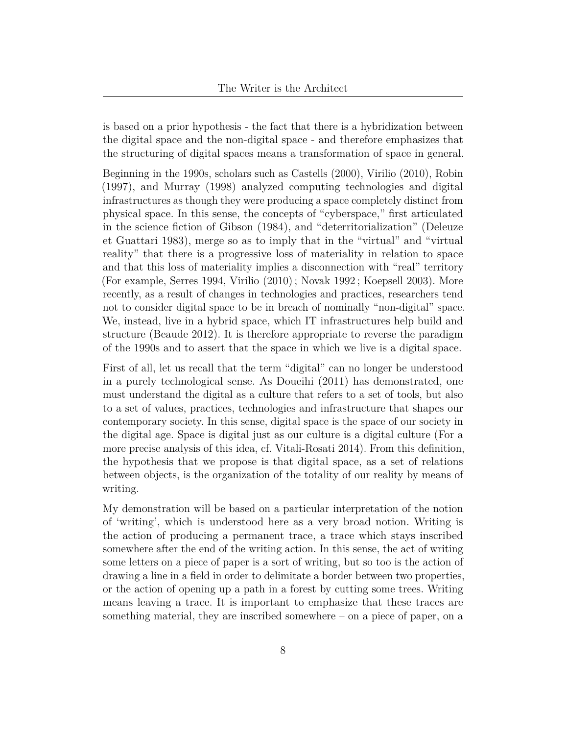is based on a prior hypothesis - the fact that there is a hybridization between the digital space and the non-digital space - and therefore emphasizes that the structuring of digital spaces means a transformation of space in general.

Beginning in the 1990s, scholars such as Castells (2000), Virilio (2010), Robin (1997), and Murray (1998) analyzed computing technologies and digital infrastructures as though they were producing a space completely distinct from physical space. In this sense, the concepts of "cyberspace," first articulated in the science fiction of Gibson (1984), and "deterritorialization" (Deleuze et Guattari 1983), merge so as to imply that in the "virtual" and "virtual reality" that there is a progressive loss of materiality in relation to space and that this loss of materiality implies a disconnection with "real" territory (For example, Serres 1994, Virilio (2010) ; Novak 1992 ; Koepsell 2003). More recently, as a result of changes in technologies and practices, researchers tend not to consider digital space to be in breach of nominally "non-digital" space. We, instead, live in a hybrid space, which IT infrastructures help build and structure (Beaude 2012). It is therefore appropriate to reverse the paradigm of the 1990s and to assert that the space in which we live is a digital space.

First of all, let us recall that the term "digital" can no longer be understood in a purely technological sense. As Doueihi (2011) has demonstrated, one must understand the digital as a culture that refers to a set of tools, but also to a set of values, practices, technologies and infrastructure that shapes our contemporary society. In this sense, digital space is the space of our society in the digital age. Space is digital just as our culture is a digital culture (For a more precise analysis of this idea, cf. Vitali-Rosati 2014). From this definition, the hypothesis that we propose is that digital space, as a set of relations between objects, is the organization of the totality of our reality by means of writing.

My demonstration will be based on a particular interpretation of the notion of 'writing', which is understood here as a very broad notion. Writing is the action of producing a permanent trace, a trace which stays inscribed somewhere after the end of the writing action. In this sense, the act of writing some letters on a piece of paper is a sort of writing, but so too is the action of drawing a line in a field in order to delimitate a border between two properties, or the action of opening up a path in a forest by cutting some trees. Writing means leaving a trace. It is important to emphasize that these traces are something material, they are inscribed somewhere – on a piece of paper, on a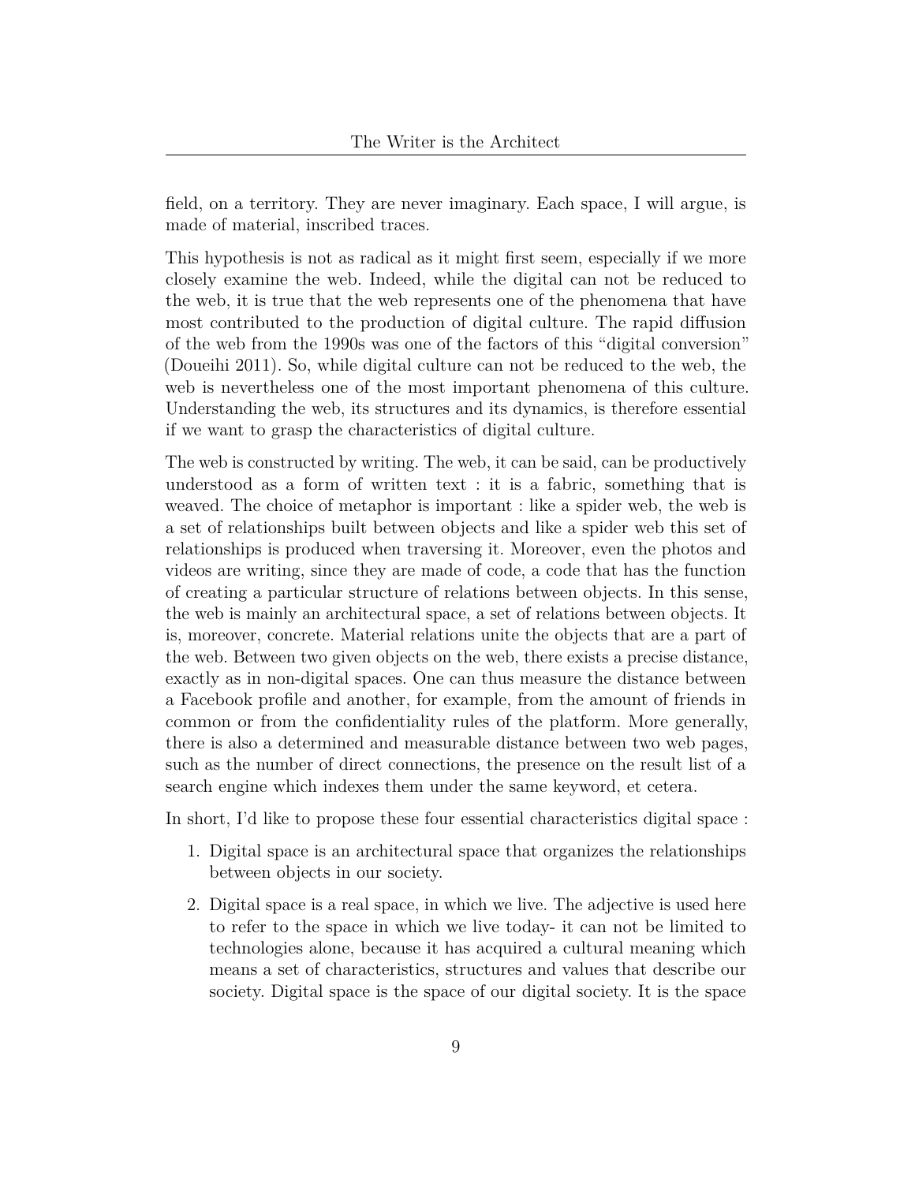field, on a territory. They are never imaginary. Each space, I will argue, is made of material, inscribed traces.

This hypothesis is not as radical as it might first seem, especially if we more closely examine the web. Indeed, while the digital can not be reduced to the web, it is true that the web represents one of the phenomena that have most contributed to the production of digital culture. The rapid diffusion of the web from the 1990s was one of the factors of this "digital conversion" (Doueihi 2011). So, while digital culture can not be reduced to the web, the web is nevertheless one of the most important phenomena of this culture. Understanding the web, its structures and its dynamics, is therefore essential if we want to grasp the characteristics of digital culture.

The web is constructed by writing. The web, it can be said, can be productively understood as a form of written text : it is a fabric, something that is weaved. The choice of metaphor is important : like a spider web, the web is a set of relationships built between objects and like a spider web this set of relationships is produced when traversing it. Moreover, even the photos and videos are writing, since they are made of code, a code that has the function of creating a particular structure of relations between objects. In this sense, the web is mainly an architectural space, a set of relations between objects. It is, moreover, concrete. Material relations unite the objects that are a part of the web. Between two given objects on the web, there exists a precise distance, exactly as in non-digital spaces. One can thus measure the distance between a Facebook profile and another, for example, from the amount of friends in common or from the confidentiality rules of the platform. More generally, there is also a determined and measurable distance between two web pages, such as the number of direct connections, the presence on the result list of a search engine which indexes them under the same keyword, et cetera.

In short, I'd like to propose these four essential characteristics digital space :

1. Digital space is an architectural space that organizes the relationships between objects in our society.
2. Digital space is a real space, in which we live. The adjective is used here to refer to the space in which we live today- it can not be limited to technologies alone, because it has acquired a cultural meaning which means a set of characteristics, structures and values that describe our society. Digital space is the space of our digital society. It is the space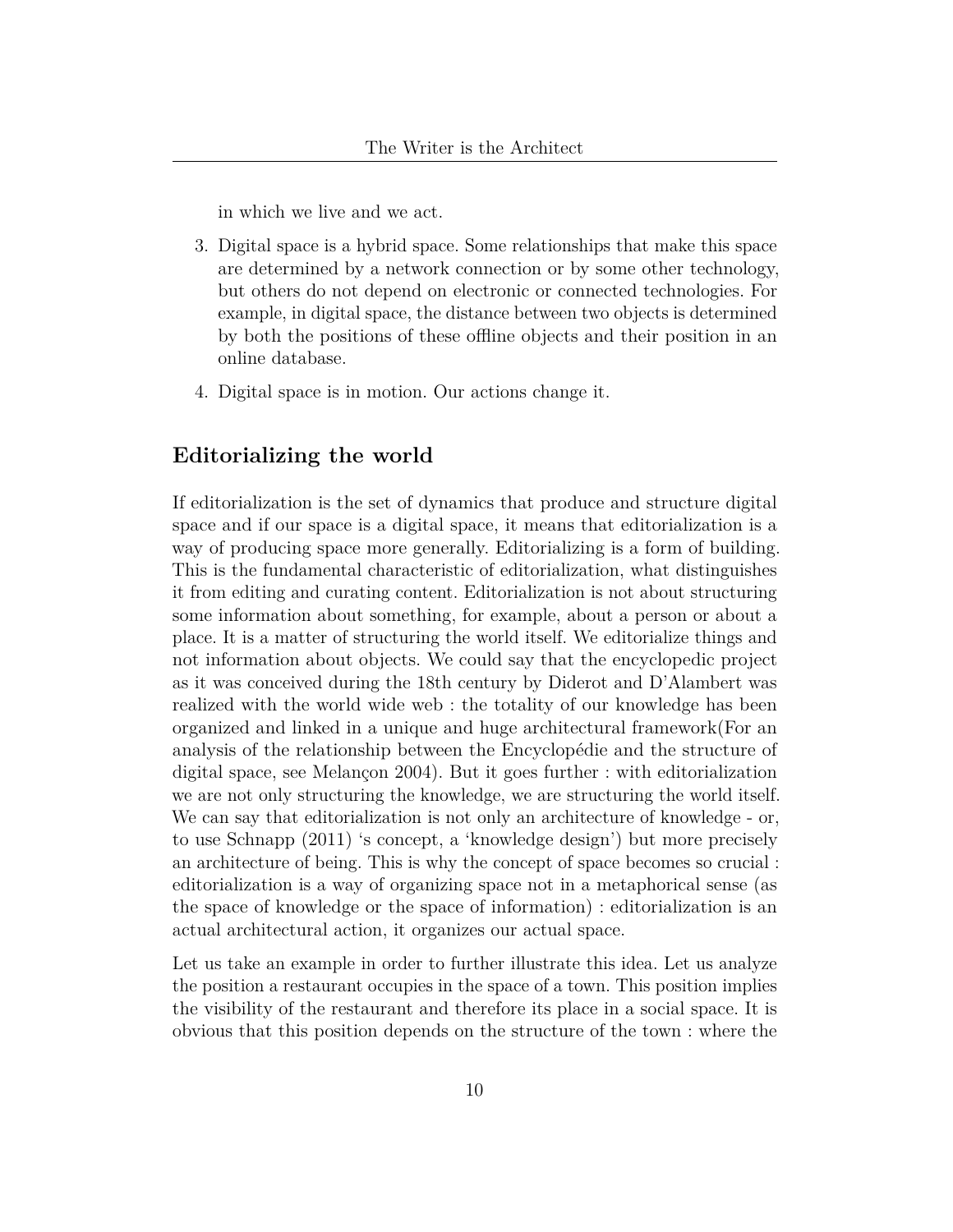in which we live and we act.

3. Digital space is a hybrid space. Some relationships that make this space are determined by a network connection or by some other technology, but others do not depend on electronic or connected technologies. For example, in digital space, the distance between two objects is determined by both the positions of these offline objects and their position in an online database.
4. Digital space is in motion. Our actions change it.

## Editorializing the world

If editorialization is the set of dynamics that produce and structure digital space and if our space is a digital space, it means that editorialization is a way of producing space more generally. Editorializing is a form of building. This is the fundamental characteristic of editorialization, what distinguishes it from editing and curating content. Editorialization is not about structuring some information about something, for example, about a person or about a place. It is a matter of structuring the world itself. We editorialize things and not information about objects. We could say that the encyclopedic project as it was conceived during the 18th century by Diderot and D'Alambert was realized with the world wide web : the totality of our knowledge has been organized and linked in a unique and huge architectural framework(For an analysis of the relationship between the Encyclopédie and the structure of digital space, see Melançon 2004). But it goes further : with editorialization we are not only structuring the knowledge, we are structuring the world itself. We can say that editorialization is not only an architecture of knowledge - or, to use Schnapp (2011) 's concept, a 'knowledge design') but more precisely an architecture of being. This is why the concept of space becomes so crucial : editorialization is a way of organizing space not in a metaphorical sense (as the space of knowledge or the space of information) : editorialization is an actual architectural action, it organizes our actual space.

Let us take an example in order to further illustrate this idea. Let us analyze the position a restaurant occupies in the space of a town. This position implies the visibility of the restaurant and therefore its place in a social space. It is obvious that this position depends on the structure of the town : where the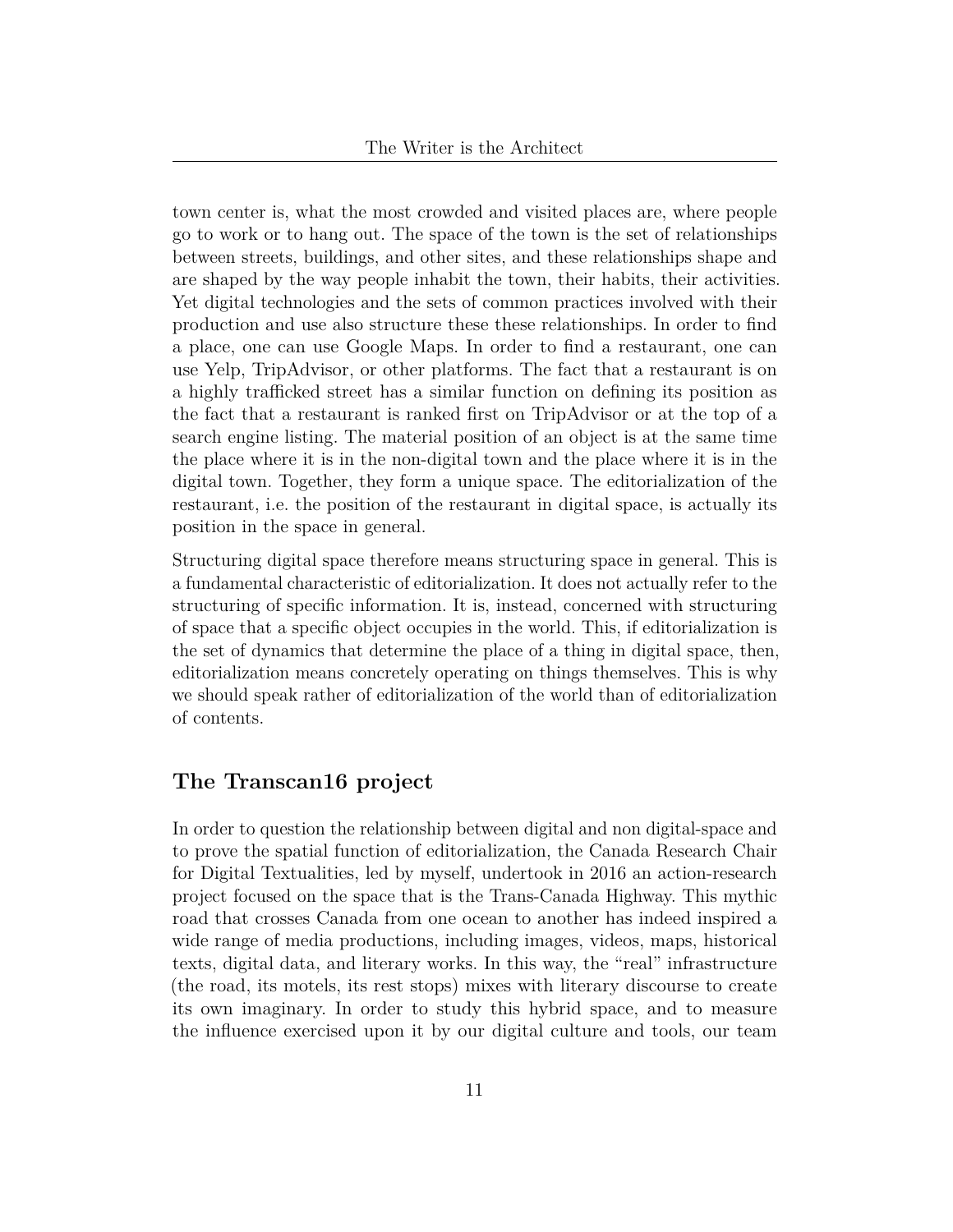town center is, what the most crowded and visited places are, where people go to work or to hang out. The space of the town is the set of relationships between streets, buildings, and other sites, and these relationships shape and are shaped by the way people inhabit the town, their habits, their activities. Yet digital technologies and the sets of common practices involved with their production and use also structure these these relationships. In order to find a place, one can use Google Maps. In order to find a restaurant, one can use Yelp, TripAdvisor, or other platforms. The fact that a restaurant is on a highly trafficked street has a similar function on defining its position as the fact that a restaurant is ranked first on TripAdvisor or at the top of a search engine listing. The material position of an object is at the same time the place where it is in the non-digital town and the place where it is in the digital town. Together, they form a unique space. The editorialization of the restaurant, i.e. the position of the restaurant in digital space, is actually its position in the space in general.

Structuring digital space therefore means structuring space in general. This is a fundamental characteristic of editorialization. It does not actually refer to the structuring of specific information. It is, instead, concerned with structuring of space that a specific object occupies in the world. This, if editorialization is the set of dynamics that determine the place of a thing in digital space, then, editorialization means concretely operating on things themselves. This is why we should speak rather of editorialization of the world than of editorialization of contents.

## The Transcan16 project

In order to question the relationship between digital and non digital-space and to prove the spatial function of editorialization, the Canada Research Chair for Digital Textualities, led by myself, undertook in 2016 an action-research project focused on the space that is the Trans-Canada Highway. This mythic road that crosses Canada from one ocean to another has indeed inspired a wide range of media productions, including images, videos, maps, historical texts, digital data, and literary works. In this way, the "real" infrastructure (the road, its motels, its rest stops) mixes with literary discourse to create its own imaginary. In order to study this hybrid space, and to measure the influence exercised upon it by our digital culture and tools, our team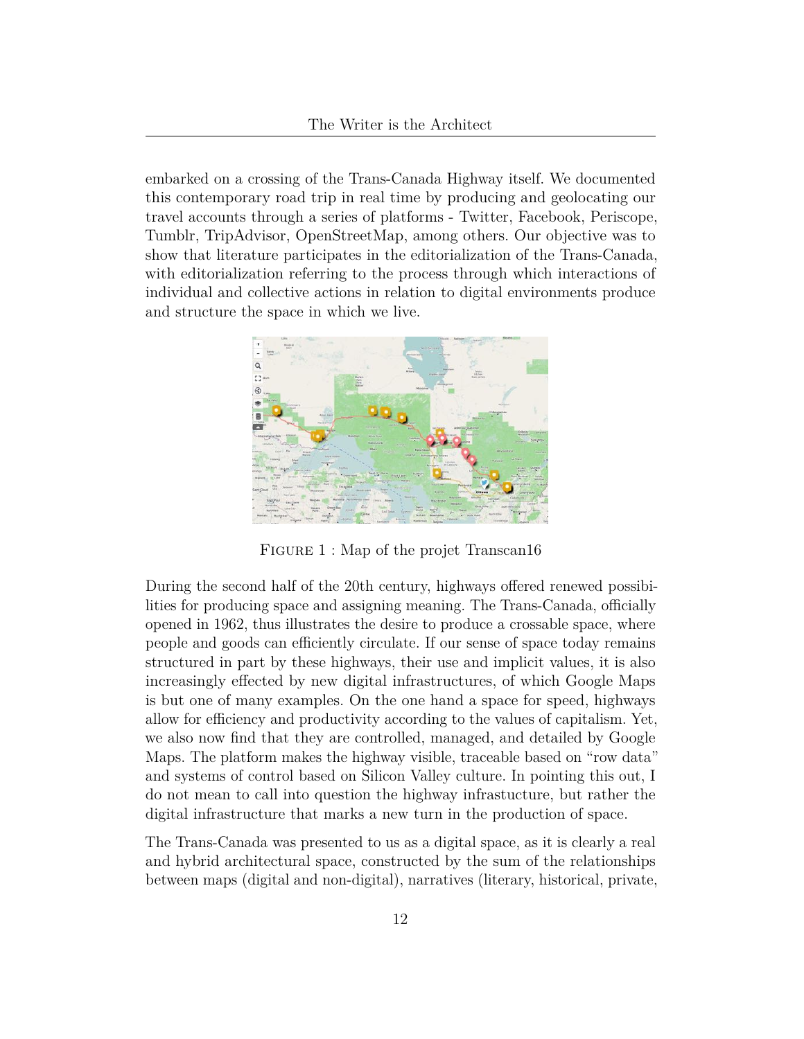embarked on a crossing of the Trans-Canada Highway itself. We documented this contemporary road trip in real time by producing and geolocating our travel accounts through a series of platforms - Twitter, Facebook, Periscope, Tumblr, TripAdvisor, OpenStreetMap, among others. Our objective was to show that literature participates in the editorialization of the Trans-Canada, with editorialization referring to the process through which interactions of individual and collective actions in relation to digital environments produce and structure the space in which we live.

FIGURE 1 : Map of the projet Transcan16

During the second half of the 20th century, highways offered renewed possibilities for producing space and assigning meaning. The Trans-Canada, officially opened in 1962, thus illustrates the desire to produce a crossable space, where people and goods can efficiently circulate. If our sense of space today remains structured in part by these highways, their use and implicit values, it is also increasingly effected by new digital infrastructures, of which Google Maps is but one of many examples. On the one hand a space for speed, highways allow for efficiency and productivity according to the values of capitalism. Yet, we also now find that they are controlled, managed, and detailed by Google Maps. The platform makes the highway visible, traceable based on "row data" and systems of control based on Silicon Valley culture. In pointing this out, I do not mean to call into question the highway infrastucture, but rather the digital infrastructure that marks a new turn in the production of space.

The Trans-Canada was presented to us as a digital space, as it is clearly a real and hybrid architectural space, constructed by the sum of the relationships between maps (digital and non-digital), narratives (literary, historical, private,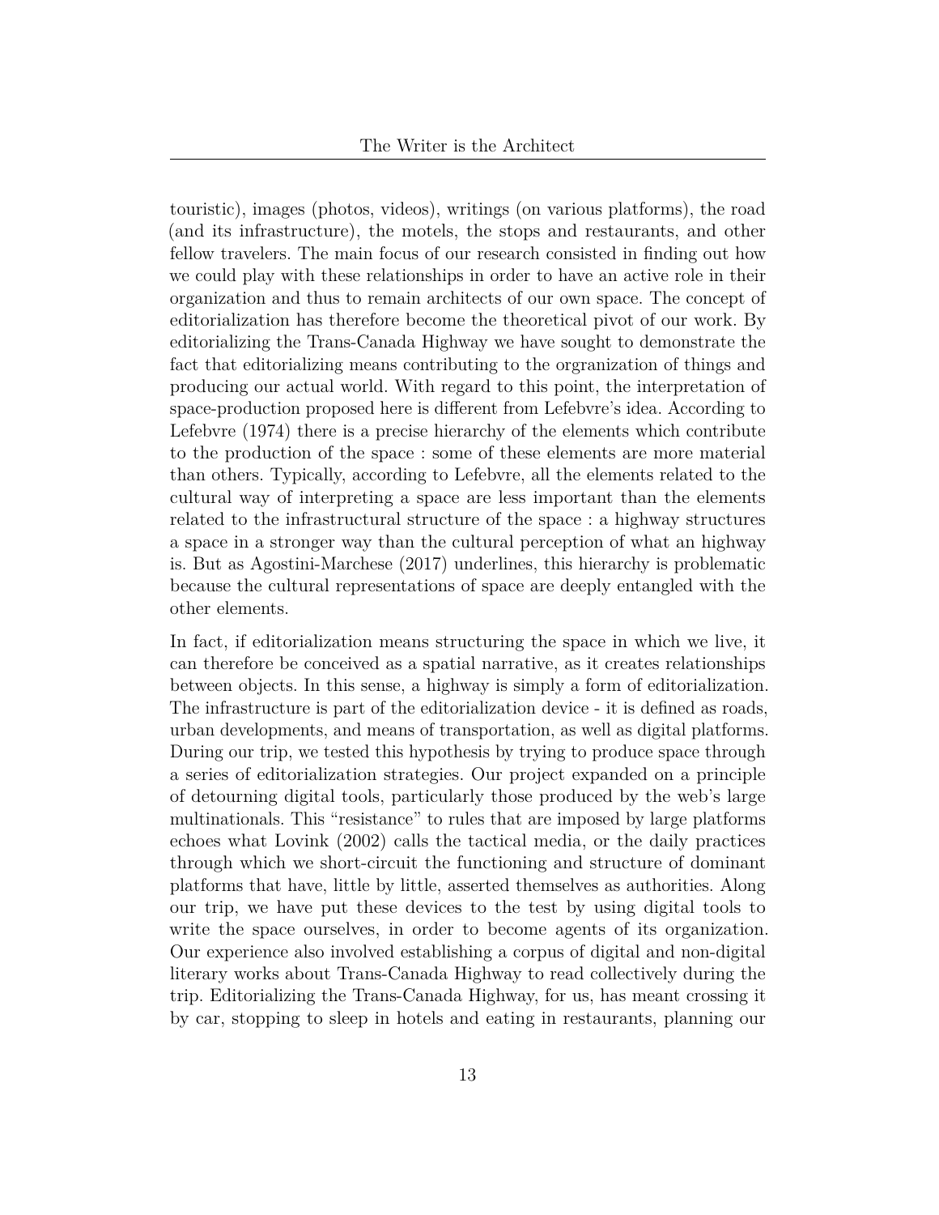touristic), images (photos, videos), writings (on various platforms), the road (and its infrastructure), the motels, the stops and restaurants, and other fellow travelers. The main focus of our research consisted in finding out how we could play with these relationships in order to have an active role in their organization and thus to remain architects of our own space. The concept of editorialization has therefore become the theoretical pivot of our work. By editorializing the Trans-Canada Highway we have sought to demonstrate the fact that editorializing means contributing to the orgranization of things and producing our actual world. With regard to this point, the interpretation of space-production proposed here is different from Lefebvre's idea. According to Lefebvre (1974) there is a precise hierarchy of the elements which contribute to the production of the space : some of these elements are more material than others. Typically, according to Lefebvre, all the elements related to the cultural way of interpreting a space are less important than the elements related to the infrastructural structure of the space : a highway structures a space in a stronger way than the cultural perception of what an highway is. But as Agostini-Marchese (2017) underlines, this hierarchy is problematic because the cultural representations of space are deeply entangled with the other elements.

In fact, if editorialization means structuring the space in which we live, it can therefore be conceived as a spatial narrative, as it creates relationships between objects. In this sense, a highway is simply a form of editorialization. The infrastructure is part of the editorialization device - it is defined as roads, urban developments, and means of transportation, as well as digital platforms. During our trip, we tested this hypothesis by trying to produce space through a series of editorialization strategies. Our project expanded on a principle of detourning digital tools, particularly those produced by the web's large multinationals. This "resistance" to rules that are imposed by large platforms echoes what Lovink (2002) calls the tactical media, or the daily practices through which we short-circuit the functioning and structure of dominant platforms that have, little by little, asserted themselves as authorities. Along our trip, we have put these devices to the test by using digital tools to write the space ourselves, in order to become agents of its organization. Our experience also involved establishing a corpus of digital and non-digital literary works about Trans-Canada Highway to read collectively during the trip. Editorializing the Trans-Canada Highway, for us, has meant crossing it by car, stopping to sleep in hotels and eating in restaurants, planning our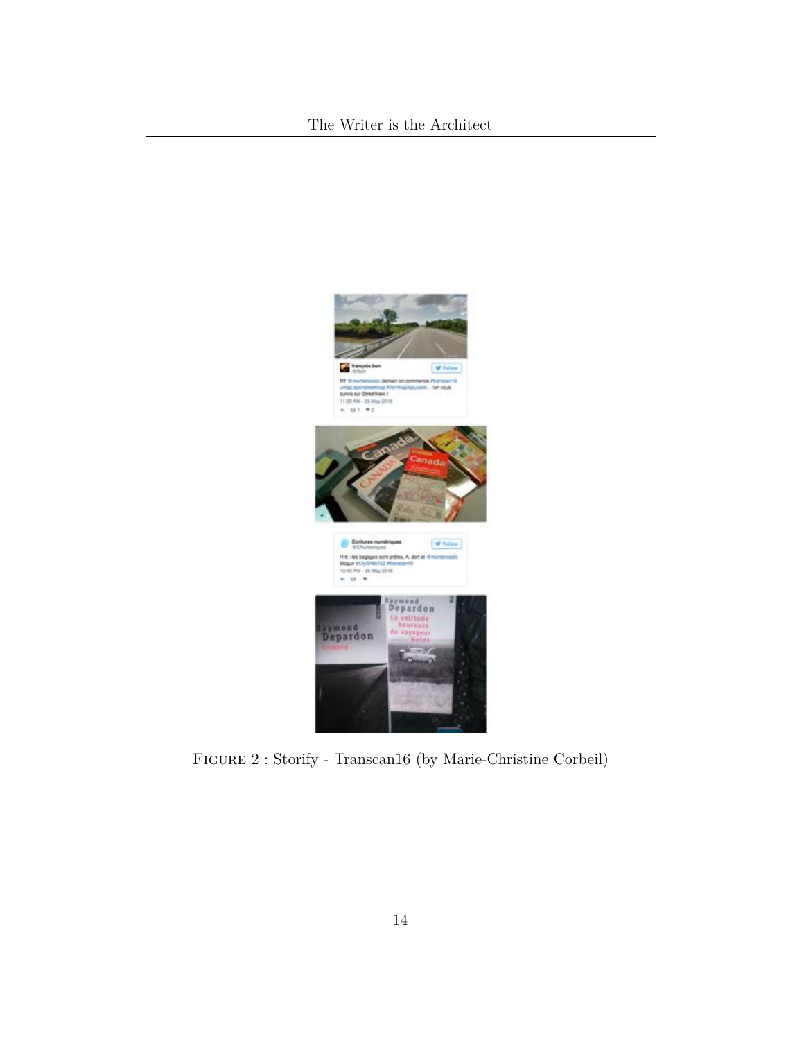Figure 2 : Storify - Transcan16 (by Marie-Christine Corbeil)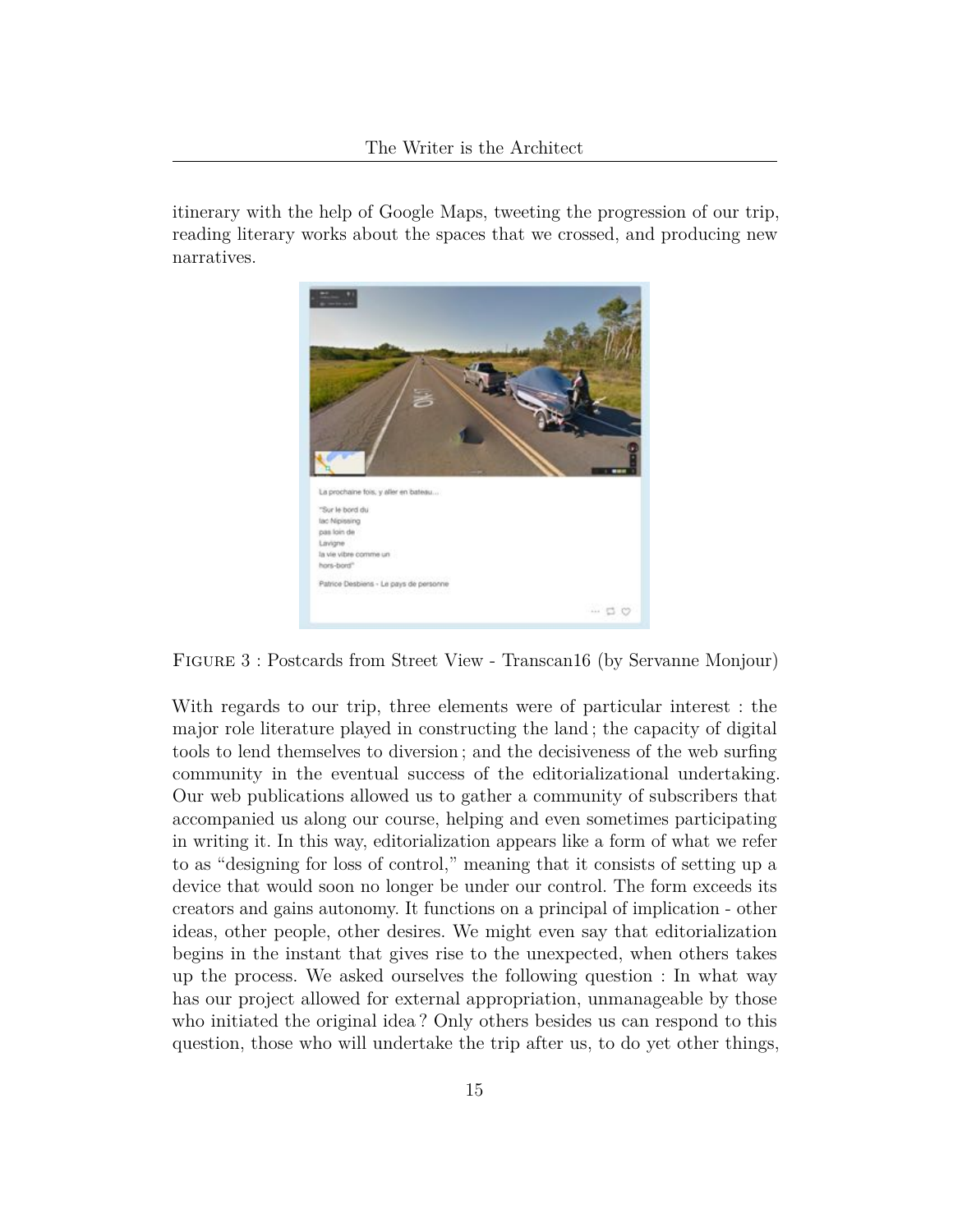itinerary with the help of Google Maps, tweeting the progression of our trip, reading literary works about the spaces that we crossed, and producing new narratives.

FIGURE 3 : Postcards from Street View - Transcan16 (by Servanne Monjour)

With regards to our trip, three elements were of particular interest : the major role literature played in constructing the land ; the capacity of digital tools to lend themselves to diversion ; and the decisiveness of the web surfing community in the eventual success of the editorializational undertaking. Our web publications allowed us to gather a community of subscribers that accompanied us along our course, helping and even sometimes participating in writing it. In this way, editorialization appears like a form of what we refer to as "designing for loss of control," meaning that it consists of setting up a device that would soon no longer be under our control. The form exceeds its creators and gains autonomy. It functions on a principal of implication - other ideas, other people, other desires. We might even say that editorialization begins in the instant that gives rise to the unexpected, when others takes up the process. We asked ourselves the following question : In what way has our project allowed for external appropriation, unmanageable by those who initiated the original idea ? Only others besides us can respond to this question, those who will undertake the trip after us, to do yet other things,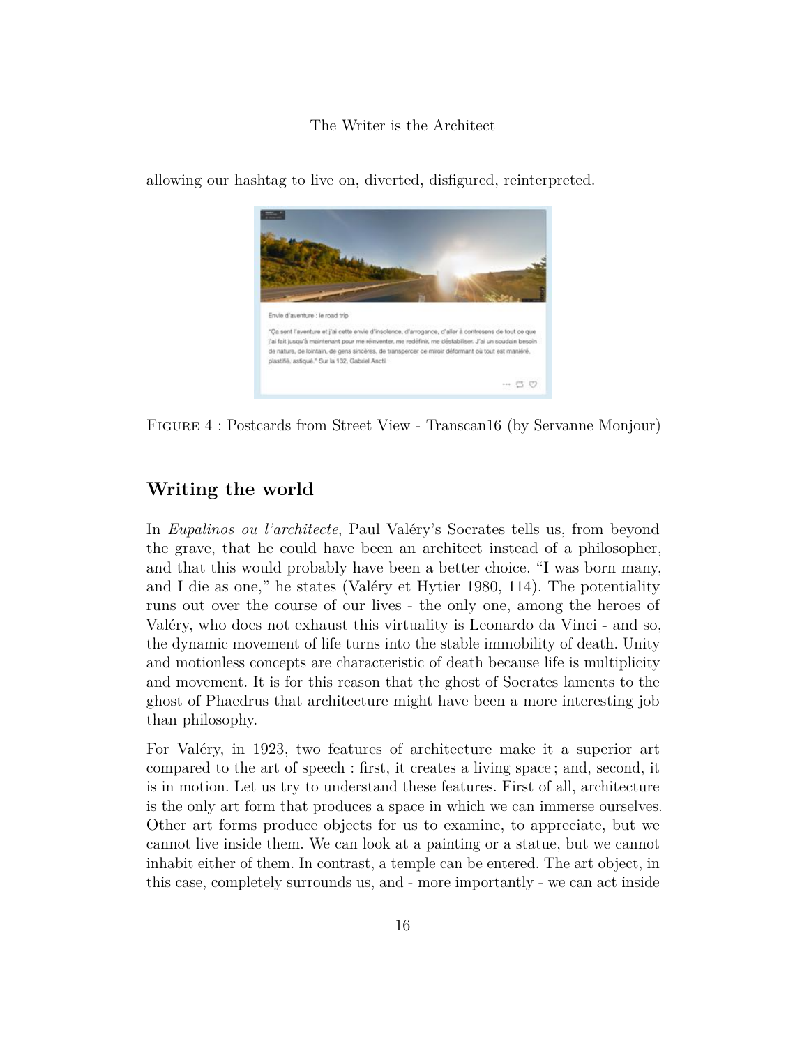allowing our hashtag to live on, diverted, disfigured, reinterpreted.

FIGURE 4 : Postcards from Street View - Transcan16 (by Servanne Monjour)

## Writing the world

In *Eupalinos ou l'architecte*, Paul Valéry's Socrates tells us, from beyond the grave, that he could have been an architect instead of a philosopher, and that this would probably have been a better choice. "I was born many, and I die as one," he states (Valéry et Hytier 1980, 114). The potentiality runs out over the course of our lives - the only one, among the heroes of Valéry, who does not exhaust this virtuality is Leonardo da Vinci - and so, the dynamic movement of life turns into the stable immobility of death. Unity and motionless concepts are characteristic of death because life is multiplicity and movement. It is for this reason that the ghost of Socrates laments to the ghost of Phaedrus that architecture might have been a more interesting job than philosophy.

For Valéry, in 1923, two features of architecture make it a superior art compared to the art of speech : first, it creates a living space ; and, second, it is in motion. Let us try to understand these features. First of all, architecture is the only art form that produces a space in which we can immerse ourselves. Other art forms produce objects for us to examine, to appreciate, but we cannot live inside them. We can look at a painting or a statue, but we cannot inhabit either of them. In contrast, a temple can be entered. The art object, in this case, completely surrounds us, and - more importantly - we can act inside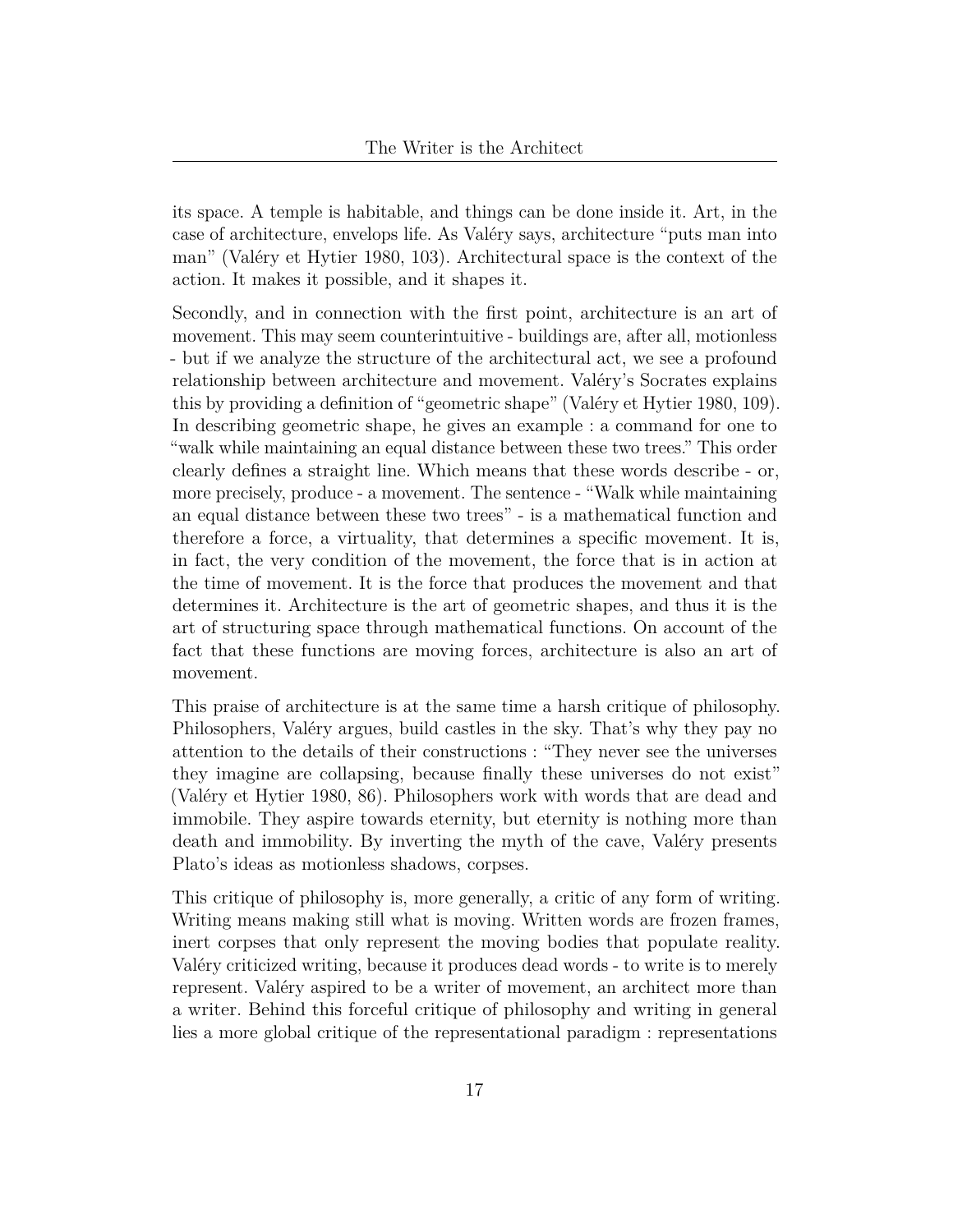its space. A temple is habitable, and things can be done inside it. Art, in the case of architecture, envelops life. As Valéry says, architecture "puts man into man" (Valéry et Hytier 1980, 103). Architectural space is the context of the action. It makes it possible, and it shapes it.

Secondly, and in connection with the first point, architecture is an art of movement. This may seem counterintuitive - buildings are, after all, motionless - but if we analyze the structure of the architectural act, we see a profound relationship between architecture and movement. Valéry's Socrates explains this by providing a definition of "geometric shape" (Valéry et Hytier 1980, 109). In describing geometric shape, he gives an example : a command for one to "walk while maintaining an equal distance between these two trees." This order clearly defines a straight line. Which means that these words describe - or, more precisely, produce - a movement. The sentence - "Walk while maintaining an equal distance between these two trees" - is a mathematical function and therefore a force, a virtuality, that determines a specific movement. It is, in fact, the very condition of the movement, the force that is in action at the time of movement. It is the force that produces the movement and that determines it. Architecture is the art of geometric shapes, and thus it is the art of structuring space through mathematical functions. On account of the fact that these functions are moving forces, architecture is also an art of movement.

This praise of architecture is at the same time a harsh critique of philosophy. Philosophers, Valéry argues, build castles in the sky. That's why they pay no attention to the details of their constructions : "They never see the universes they imagine are collapsing, because finally these universes do not exist" (Valéry et Hytier 1980, 86). Philosophers work with words that are dead and immobile. They aspire towards eternity, but eternity is nothing more than death and immobility. By inverting the myth of the cave, Valéry presents Plato's ideas as motionless shadows, corpses.

This critique of philosophy is, more generally, a critic of any form of writing. Writing means making still what is moving. Written words are frozen frames, inert corpses that only represent the moving bodies that populate reality. Valéry criticized writing, because it produces dead words - to write is to merely represent. Valéry aspired to be a writer of movement, an architect more than a writer. Behind this forceful critique of philosophy and writing in general lies a more global critique of the representational paradigm : representations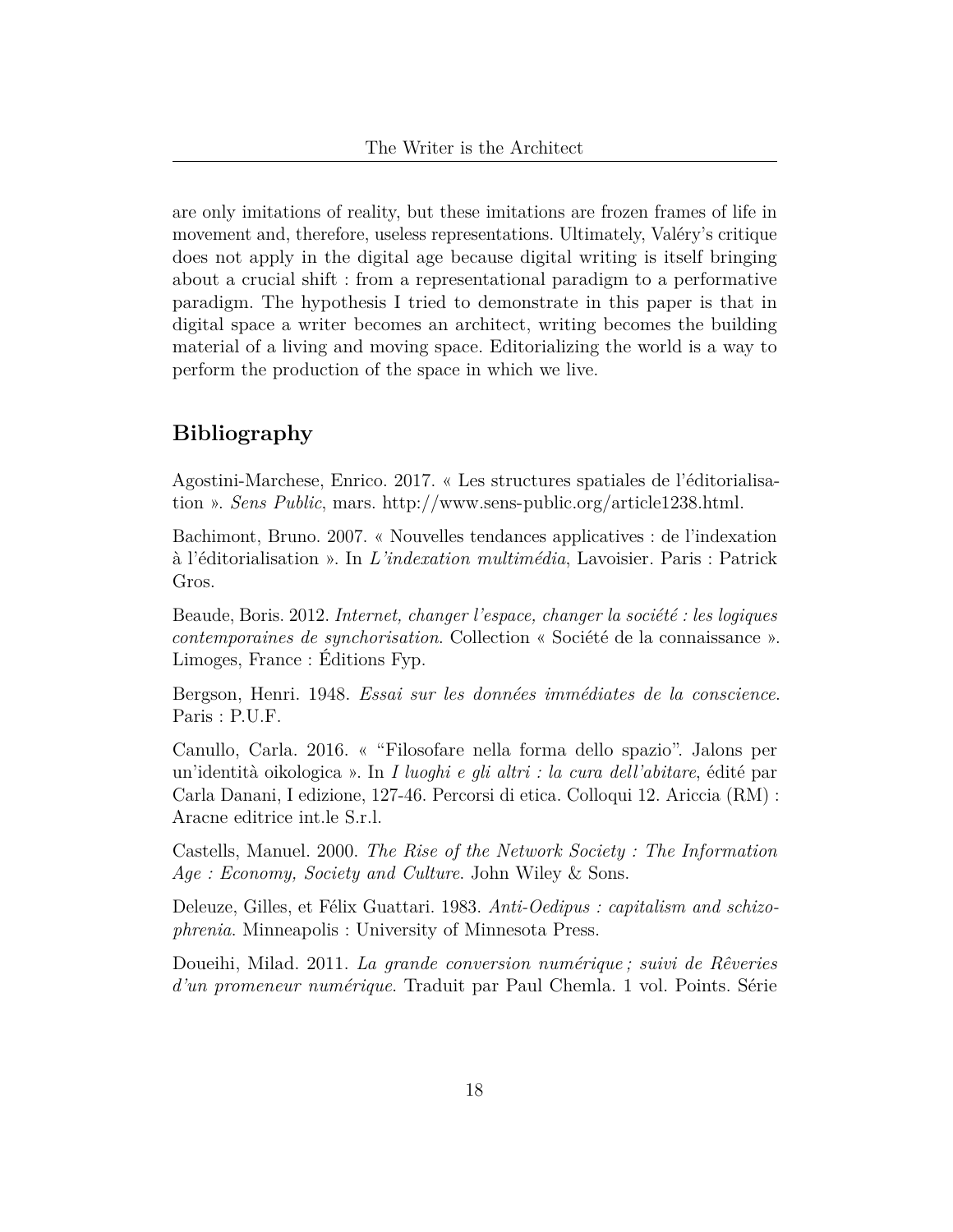are only imitations of reality, but these imitations are frozen frames of life in movement and, therefore, useless representations. Ultimately, Valéry's critique does not apply in the digital age because digital writing is itself bringing about a crucial shift : from a representational paradigm to a performative paradigm. The hypothesis I tried to demonstrate in this paper is that in digital space a writer becomes an architect, writing becomes the building material of a living and moving space. Editorializing the world is a way to perform the production of the space in which we live.

## Bibliography

Agostini-Marchese, Enrico. 2017. « Les structures spatiales de l'éditorialisation ». *Sens Public*, mars. http://www.sens-public.org/article1238.html.

Bachimont, Bruno. 2007. « Nouvelles tendances applicatives : de l'indexation à l'éditorialisation ». In *L'indexation multimédia*, Lavoisier. Paris : Patrick Gros.

Beaude, Boris. 2012. *Internet, changer l'espace, changer la société : les logiques contemporaines de synchorisation*. Collection « Société de la connaissance ». Limoges, France : Éditions Fyp.

Bergson, Henri. 1948. *Essai sur les données immédiates de la conscience*. Paris : P.U.F.

Canullo, Carla. 2016. « "Filosofare nella forma dello spazio". Jalons per un'identità oikologica ». In *I luoghi e gli altri : la cura dell'abitare*, édité par Carla Danani, I edizione, 127-46. Percorsi di etica. Colloqui 12. Ariccia (RM) : Aracne editrice int.le S.r.l.

Castells, Manuel. 2000. *The Rise of the Network Society : The Information Age : Economy, Society and Culture*. John Wiley & Sons.

Deleuze, Gilles, et Félix Guattari. 1983. *Anti-Oedipus : capitalism and schizophrenia*. Minneapolis : University of Minnesota Press.

Doueihi, Milad. 2011. *La grande conversion numérique ; suivi de Rêveries d'un promeneur numérique*. Traduit par Paul Chemla. 1 vol. Points. Série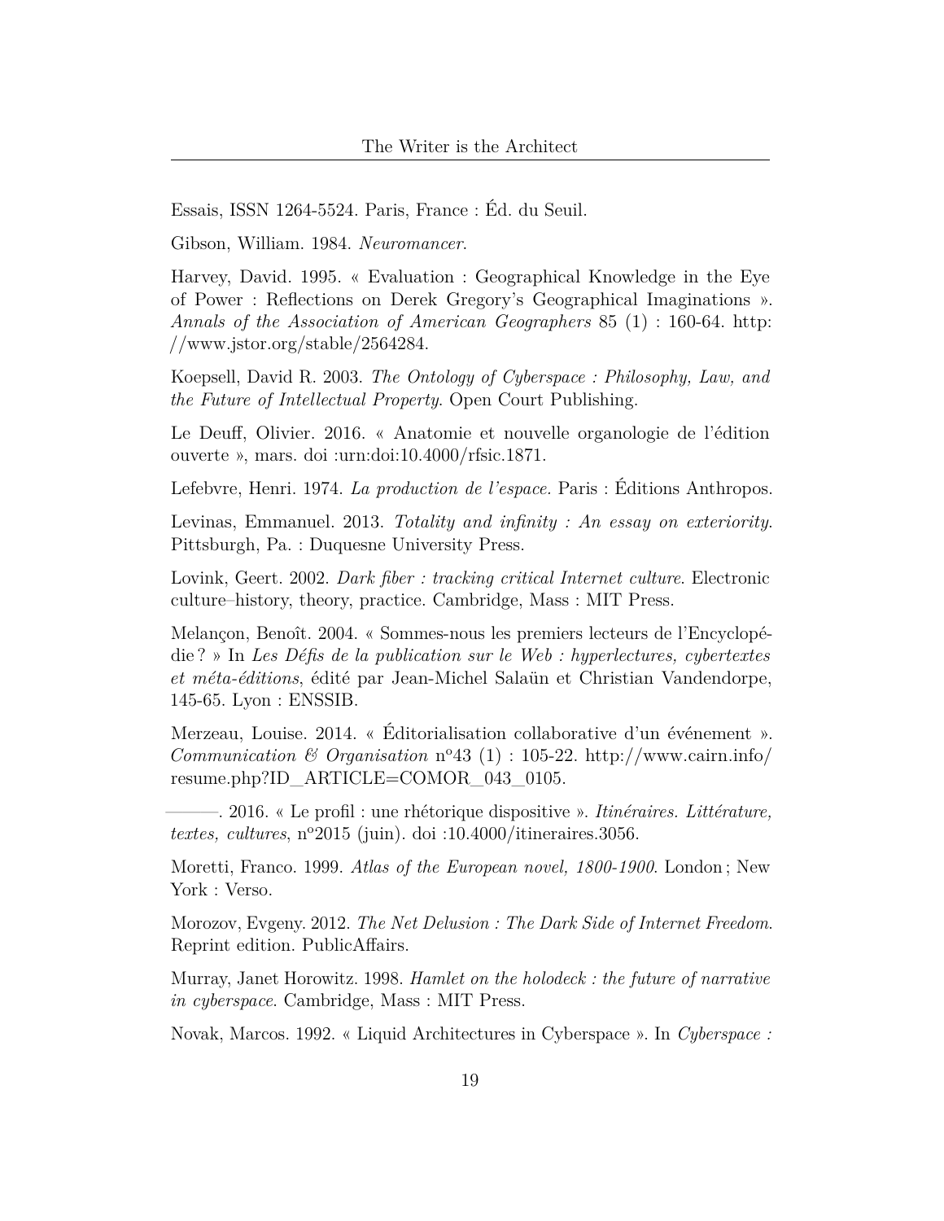Essais, ISSN 1264-5524. Paris, France : Éd. du Seuil.

Gibson, William. 1984. *Neuromancer.*

Harvey, David. 1995. « Evaluation : Geographical Knowledge in the Eye of Power : Reflections on Derek Gregory's Geographical Imaginations ». *Annals of the Association of American Geographers* 85 (1) : 160-64. http://www.jstor.org/stable/2564284.

Koepsell, David R. 2003. *The Ontology of Cyberspace : Philosophy, Law, and the Future of Intellectual Property.* Open Court Publishing.

Le Deuff, Olivier. 2016. « Anatomie et nouvelle organologie de l'édition ouverte », mars. doi :urn:doi:10.4000/rfsic.1871.

Lefebvre, Henri. 1974. *La production de l'espace.* Paris : Éditions Anthropos.

Levinas, Emmanuel. 2013. *Totality and infinity : An essay on exteriority.* Pittsburgh, Pa. : Duquesne University Press.

Lovink, Geert. 2002. *Dark fiber : tracking critical Internet culture.* Electronic culture–history, theory, practice. Cambridge, Mass : MIT Press.

Melançon, Benoît. 2004. « Sommes-nous les premiers lecteurs de l'Encyclopédie ? » In *Les Défis de la publication sur le Web : hyperlectures, cybertextes et méta-éditions*, édité par Jean-Michel Salaün et Christian Vandendorpe, 145-65. Lyon : ENSSIB.

Merzeau, Louise. 2014. « Éditorialisation collaborative d'un événement ». *Communication & Organisation* n°43 (1) : 105-22. http://www.cairn.info/resume.php?ID_ARTICLE=COMOR_043_0105.

———. 2016. « Le profil : une rhétorique dispositive ». *Itinéraires. Littérature, textes, cultures*, n°2015 (juin). doi :10.4000/itineraires.3056.

Moretti, Franco. 1999. *Atlas of the European novel, 1800-1900.* London ; New York : Verso.

Morozov, Evgeny. 2012. *The Net Delusion : The Dark Side of Internet Freedom.* Reprint edition. PublicAffairs.

Murray, Janet Horowitz. 1998. *Hamlet on the holodeck : the future of narrative in cyberspace.* Cambridge, Mass : MIT Press.

Novak, Marcos. 1992. « Liquid Architectures in Cyberspace ». In *Cyberspace :*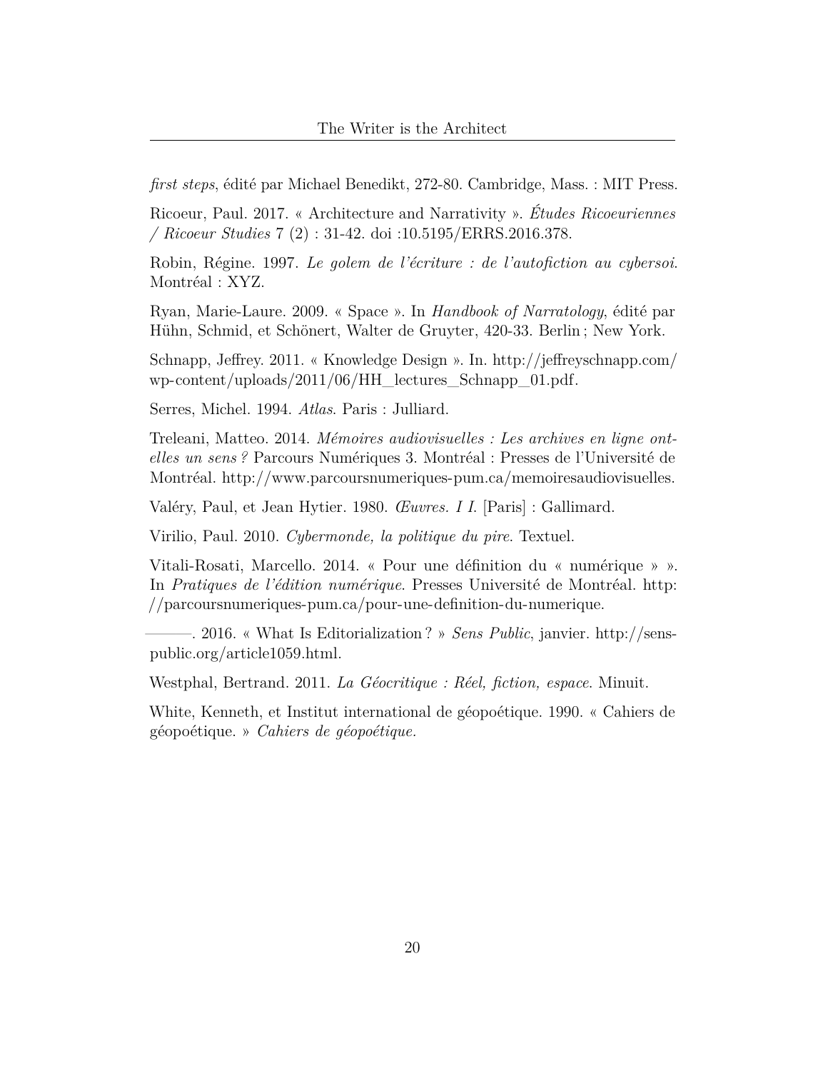*first steps*, édité par Michael Benedikt, 272-80. Cambridge, Mass. : MIT Press.

Ricoeur, Paul. 2017. « Architecture and Narrativity ». *Études Ricoeuriennes / Ricoeur Studies* 7 (2) : 31-42. doi :10.5195/ERRS.2016.378.

Robin, Régine. 1997. *Le golem de l'écriture : de l'autofiction au cybersoi*. Montréal : XYZ.

Ryan, Marie-Laure. 2009. « Space ». In *Handbook of Narratology*, édité par Hühn, Schmid, et Schönert, Walter de Gruyter, 420-33. Berlin ; New York.

Schnapp, Jeffrey. 2011. « Knowledge Design ». In. http://jeffreyschnapp.com/wp-content/uploads/2011/06/HH_lectures_Schnapp_01.pdf.

Serres, Michel. 1994. *Atlas*. Paris : Julliard.

Treleani, Matteo. 2014. *Mémoires audiovisuelles : Les archives en ligne ont-elles un sens ?* Parcours Numériques 3. Montréal : Presses de l'Université de Montréal. http://www.parcoursnumeriques-pum.ca/memoiresaudiovisuelles.

Valéry, Paul, et Jean Hytier. 1980. *Œuvres. I I*. [Paris] : Gallimard.

Virilio, Paul. 2010. *Cybermonde, la politique du pire*. Textuel.

Vitali-Rosati, Marcello. 2014. « Pour une définition du « numérique » ». In *Pratiques de l'édition numérique*. Presses Université de Montréal. http://parcoursnumeriques-pum.ca/pour-une-definition-du-numerique.

———. 2016. « What Is Editorialization ? » *Sens Public*, janvier. http://sens-public.org/article1059.html.

Westphal, Bertrand. 2011. *La Géocritique : Réel, fiction, espace*. Minuit.

White, Kenneth, et Institut international de géopoétique. 1990. « Cahiers de géopoétique. » *Cahiers de géopoétique*.